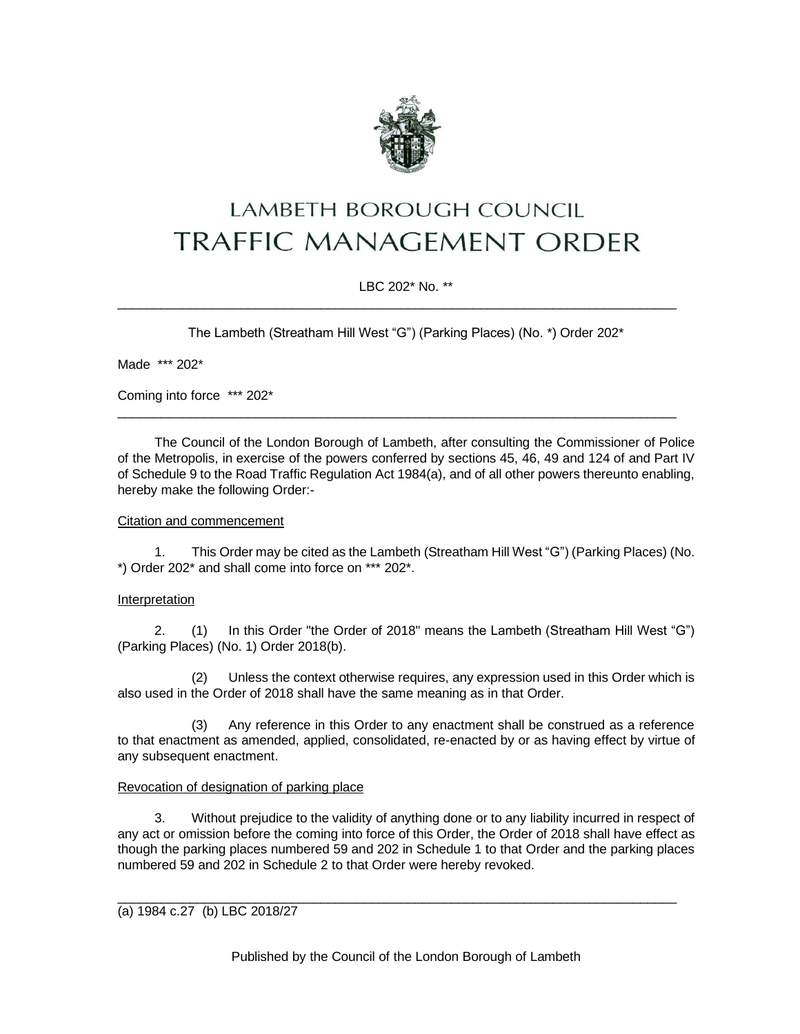# LAMBETH BOROUGH COUNCIL
# TRAFFIC MANAGEMENT ORDER

LBC 202* No. **

---

The Lambeth (Streatham Hill West "G") (Parking Places) (No. *) Order 202*

Made *** 202*

Coming into force *** 202*

---

The Council of the London Borough of Lambeth, after consulting the Commissioner of Police of the Metropolis, in exercise of the powers conferred by sections 45, 46, 49 and 124 of and Part IV of Schedule 9 to the Road Traffic Regulation Act 1984(a), and of all other powers thereunto enabling, hereby make the following Order:-

Citation and commencement

1. This Order may be cited as the Lambeth (Streatham Hill West "G") (Parking Places) (No. *) Order 202* and shall come into force on *** 202*.

Interpretation

2. (1) In this Order "the Order of 2018" means the Lambeth (Streatham Hill West "G") (Parking Places) (No. 1) Order 2018(b).

(2) Unless the context otherwise requires, any expression used in this Order which is also used in the Order of 2018 shall have the same meaning as in that Order.

(3) Any reference in this Order to any enactment shall be construed as a reference to that enactment as amended, applied, consolidated, re-enacted by or as having effect by virtue of any subsequent enactment.

Revocation of designation of parking place

3. Without prejudice to the validity of anything done or to any liability incurred in respect of any act or omission before the coming into force of this Order, the Order of 2018 shall have effect as though the parking places numbered 59 and 202 in Schedule 1 to that Order and the parking places numbered 59 and 202 in Schedule 2 to that Order were hereby revoked.

---

(a) 1984 c.27 (b) LBC 2018/27

Published by the Council of the London Borough of Lambeth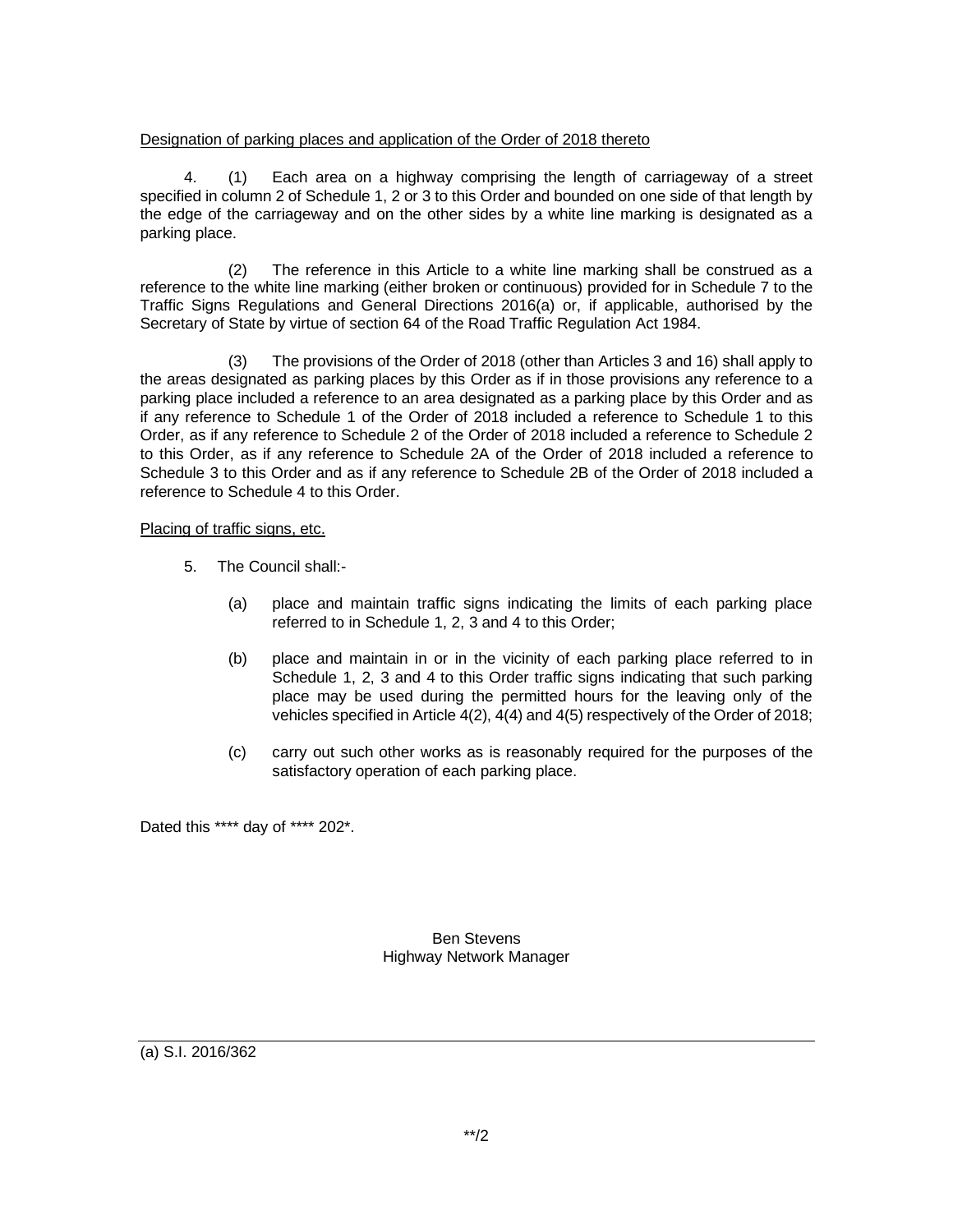Designation of parking places and application of the Order of 2018 thereto

4. (1) Each area on a highway comprising the length of carriageway of a street specified in column 2 of Schedule 1, 2 or 3 to this Order and bounded on one side of that length by the edge of the carriageway and on the other sides by a white line marking is designated as a parking place.

(2) The reference in this Article to a white line marking shall be construed as a reference to the white line marking (either broken or continuous) provided for in Schedule 7 to the Traffic Signs Regulations and General Directions 2016(a) or, if applicable, authorised by the Secretary of State by virtue of section 64 of the Road Traffic Regulation Act 1984.

(3) The provisions of the Order of 2018 (other than Articles 3 and 16) shall apply to the areas designated as parking places by this Order as if in those provisions any reference to a parking place included a reference to an area designated as a parking place by this Order and as if any reference to Schedule 1 of the Order of 2018 included a reference to Schedule 1 to this Order, as if any reference to Schedule 2 of the Order of 2018 included a reference to Schedule 2 to this Order, as if any reference to Schedule 2A of the Order of 2018 included a reference to Schedule 3 to this Order and as if any reference to Schedule 2B of the Order of 2018 included a reference to Schedule 4 to this Order.

Placing of traffic signs, etc.

5. The Council shall:-

(a) place and maintain traffic signs indicating the limits of each parking place referred to in Schedule 1, 2, 3 and 4 to this Order;

(b) place and maintain in or in the vicinity of each parking place referred to in Schedule 1, 2, 3 and 4 to this Order traffic signs indicating that such parking place may be used during the permitted hours for the leaving only of the vehicles specified in Article 4(2), 4(4) and 4(5) respectively of the Order of 2018;

(c) carry out such other works as is reasonably required for the purposes of the satisfactory operation of each parking place.

Dated this **** day of **** 202*.

Ben Stevens
Highway Network Manager

---

(a) S.I. 2016/362

**/2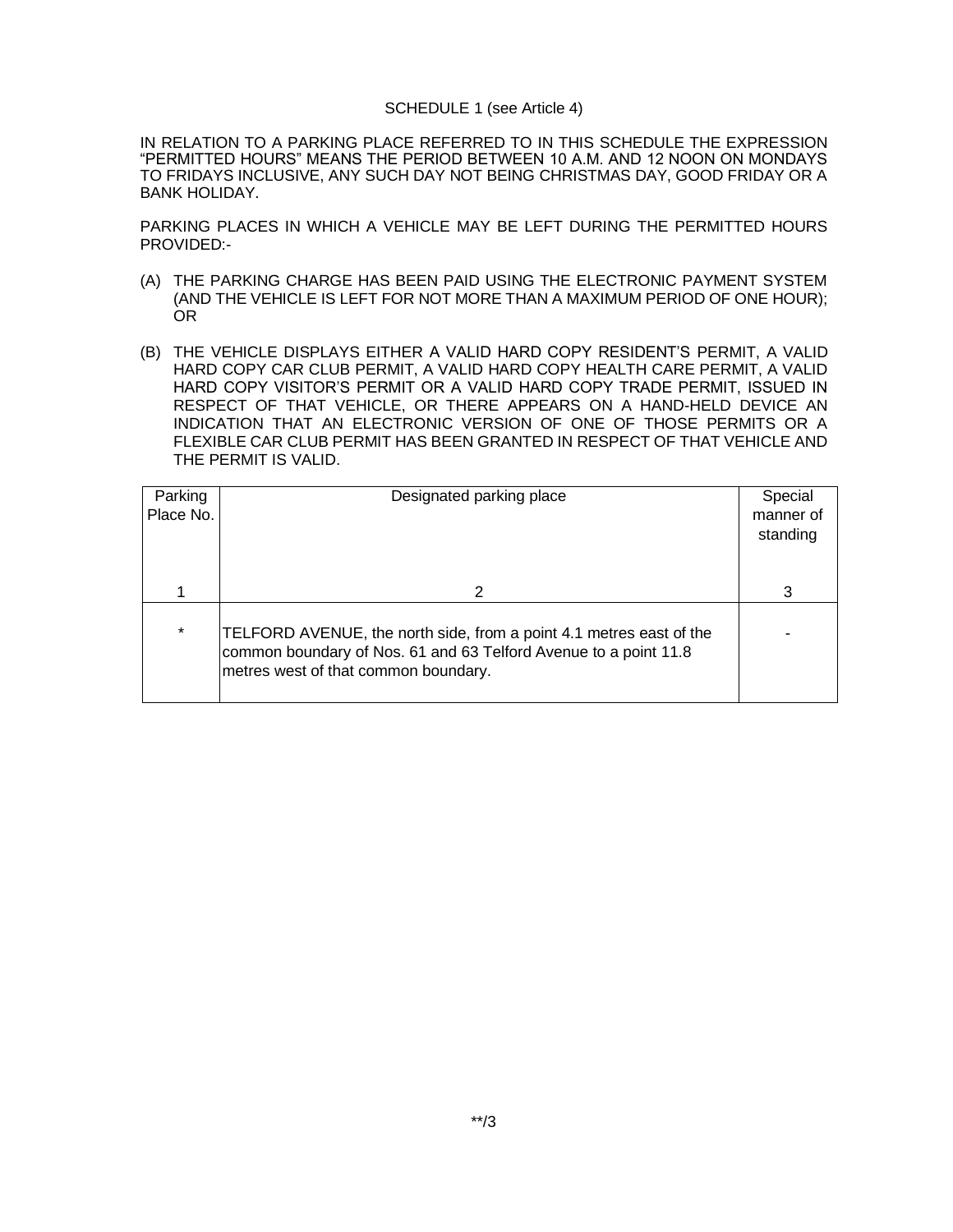SCHEDULE 1 (see Article 4)

IN RELATION TO A PARKING PLACE REFERRED TO IN THIS SCHEDULE THE EXPRESSION "PERMITTED HOURS" MEANS THE PERIOD BETWEEN 10 A.M. AND 12 NOON ON MONDAYS TO FRIDAYS INCLUSIVE, ANY SUCH DAY NOT BEING CHRISTMAS DAY, GOOD FRIDAY OR A BANK HOLIDAY.

PARKING PLACES IN WHICH A VEHICLE MAY BE LEFT DURING THE PERMITTED HOURS PROVIDED:-

(A) THE PARKING CHARGE HAS BEEN PAID USING THE ELECTRONIC PAYMENT SYSTEM (AND THE VEHICLE IS LEFT FOR NOT MORE THAN A MAXIMUM PERIOD OF ONE HOUR); OR

(B) THE VEHICLE DISPLAYS EITHER A VALID HARD COPY RESIDENT'S PERMIT, A VALID HARD COPY CAR CLUB PERMIT, A VALID HARD COPY HEALTH CARE PERMIT, A VALID HARD COPY VISITOR'S PERMIT OR A VALID HARD COPY TRADE PERMIT, ISSUED IN RESPECT OF THAT VEHICLE, OR THERE APPEARS ON A HAND-HELD DEVICE AN INDICATION THAT AN ELECTRONIC VERSION OF ONE OF THOSE PERMITS OR A FLEXIBLE CAR CLUB PERMIT HAS BEEN GRANTED IN RESPECT OF THAT VEHICLE AND THE PERMIT IS VALID.

| Parking Place No. | Designated parking place | Special manner of standing |
|---|---|---|
| 1 | 2 | 3 |
| * | TELFORD AVENUE, the north side, from a point 4.1 metres east of the common boundary of Nos. 61 and 63 Telford Avenue to a point 11.8 metres west of that common boundary. | - |

**/3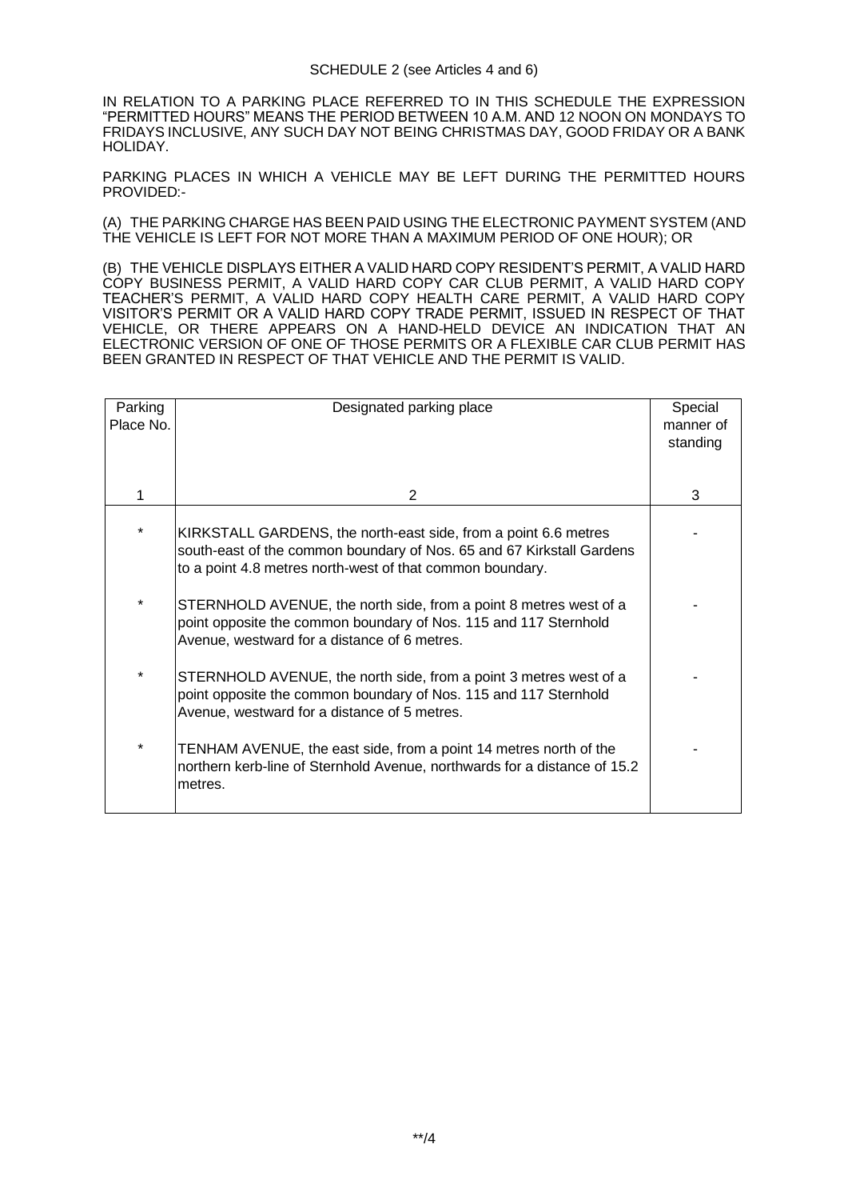SCHEDULE 2 (see Articles 4 and 6)

IN RELATION TO A PARKING PLACE REFERRED TO IN THIS SCHEDULE THE EXPRESSION "PERMITTED HOURS" MEANS THE PERIOD BETWEEN 10 A.M. AND 12 NOON ON MONDAYS TO FRIDAYS INCLUSIVE, ANY SUCH DAY NOT BEING CHRISTMAS DAY, GOOD FRIDAY OR A BANK HOLIDAY.

PARKING PLACES IN WHICH A VEHICLE MAY BE LEFT DURING THE PERMITTED HOURS PROVIDED:-

(A) THE PARKING CHARGE HAS BEEN PAID USING THE ELECTRONIC PAYMENT SYSTEM (AND THE VEHICLE IS LEFT FOR NOT MORE THAN A MAXIMUM PERIOD OF ONE HOUR); OR

(B) THE VEHICLE DISPLAYS EITHER A VALID HARD COPY RESIDENT'S PERMIT, A VALID HARD COPY BUSINESS PERMIT, A VALID HARD COPY CAR CLUB PERMIT, A VALID HARD COPY TEACHER'S PERMIT, A VALID HARD COPY HEALTH CARE PERMIT, A VALID HARD COPY VISITOR'S PERMIT OR A VALID HARD COPY TRADE PERMIT, ISSUED IN RESPECT OF THAT VEHICLE, OR THERE APPEARS ON A HAND-HELD DEVICE AN INDICATION THAT AN ELECTRONIC VERSION OF ONE OF THOSE PERMITS OR A FLEXIBLE CAR CLUB PERMIT HAS BEEN GRANTED IN RESPECT OF THAT VEHICLE AND THE PERMIT IS VALID.

| Parking Place No. | Designated parking place | Special manner of standing |
|---|---|---|
| 1 | 2 | 3 |
| * | KIRKSTALL GARDENS, the north-east side, from a point 6.6 metres south-east of the common boundary of Nos. 65 and 67 Kirkstall Gardens to a point 4.8 metres north-west of that common boundary. | - |
| * | STERNHOLD AVENUE, the north side, from a point 8 metres west of a point opposite the common boundary of Nos. 115 and 117 Sternhold Avenue, westward for a distance of 6 metres. | - |
| * | STERNHOLD AVENUE, the north side, from a point 3 metres west of a point opposite the common boundary of Nos. 115 and 117 Sternhold Avenue, westward for a distance of 5 metres. | - |
| * | TENHAM AVENUE, the east side, from a point 14 metres north of the northern kerb-line of Sternhold Avenue, northwards for a distance of 15.2 metres. | - |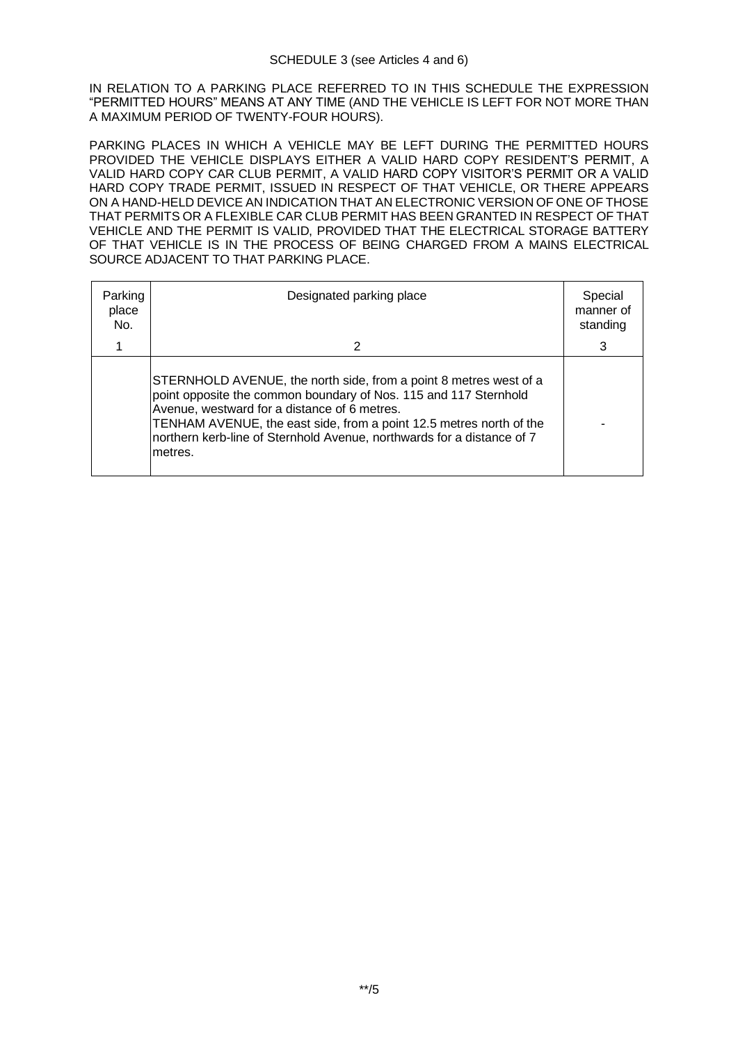SCHEDULE 3 (see Articles 4 and 6)

IN RELATION TO A PARKING PLACE REFERRED TO IN THIS SCHEDULE THE EXPRESSION "PERMITTED HOURS" MEANS AT ANY TIME (AND THE VEHICLE IS LEFT FOR NOT MORE THAN A MAXIMUM PERIOD OF TWENTY-FOUR HOURS).

PARKING PLACES IN WHICH A VEHICLE MAY BE LEFT DURING THE PERMITTED HOURS PROVIDED THE VEHICLE DISPLAYS EITHER A VALID HARD COPY RESIDENT'S PERMIT, A VALID HARD COPY CAR CLUB PERMIT, A VALID HARD COPY VISITOR'S PERMIT OR A VALID HARD COPY TRADE PERMIT, ISSUED IN RESPECT OF THAT VEHICLE, OR THERE APPEARS ON A HAND-HELD DEVICE AN INDICATION THAT AN ELECTRONIC VERSION OF ONE OF THOSE THAT PERMITS OR A FLEXIBLE CAR CLUB PERMIT HAS BEEN GRANTED IN RESPECT OF THAT VEHICLE AND THE PERMIT IS VALID, PROVIDED THAT THE ELECTRICAL STORAGE BATTERY OF THAT VEHICLE IS IN THE PROCESS OF BEING CHARGED FROM A MAINS ELECTRICAL SOURCE ADJACENT TO THAT PARKING PLACE.

| Parking place No. | Designated parking place | Special manner of standing |
|---|---|---|
| 1 | 2 | 3 |
| | STERNHOLD AVENUE, the north side, from a point 8 metres west of a point opposite the common boundary of Nos. 115 and 117 Sternhold Avenue, westward for a distance of 6 metres.<br>TENHAM AVENUE, the east side, from a point 12.5 metres north of the northern kerb-line of Sternhold Avenue, northwards for a distance of 7 metres. | - |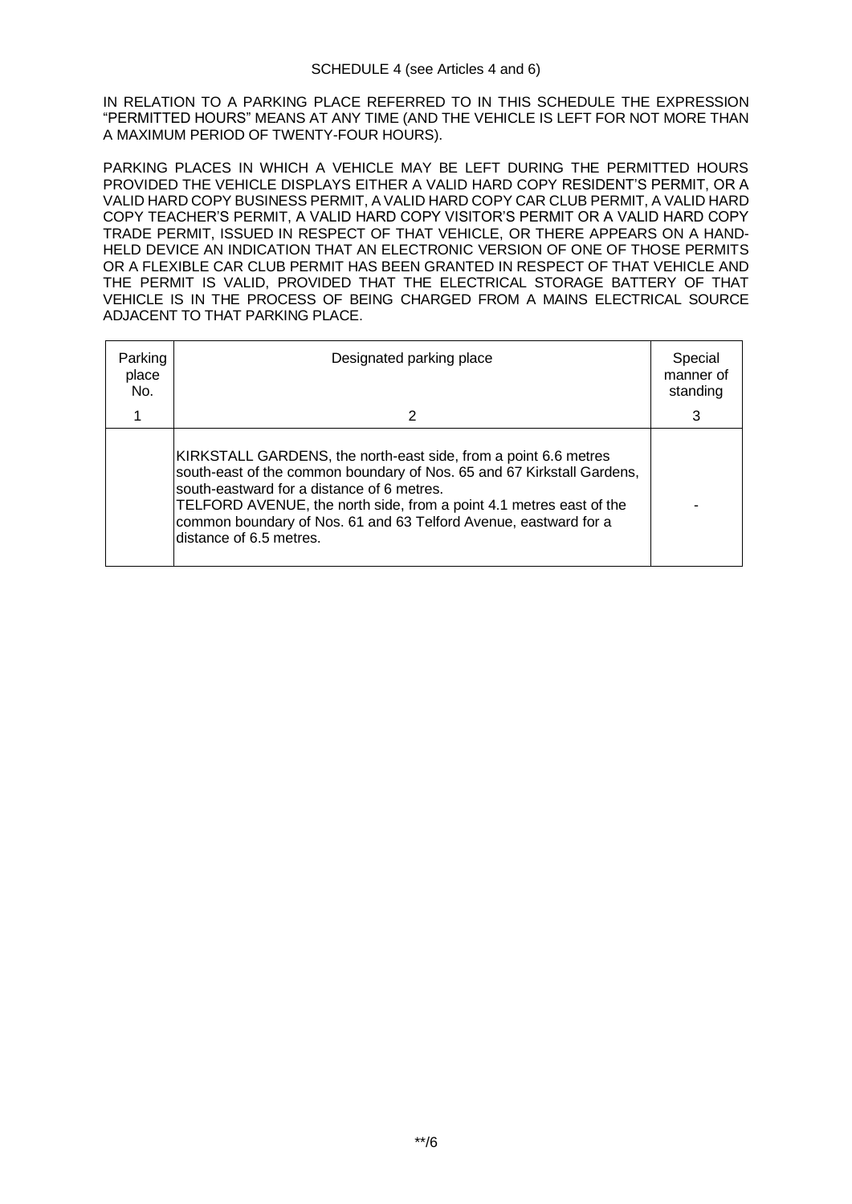SCHEDULE 4 (see Articles 4 and 6)

IN RELATION TO A PARKING PLACE REFERRED TO IN THIS SCHEDULE THE EXPRESSION "PERMITTED HOURS" MEANS AT ANY TIME (AND THE VEHICLE IS LEFT FOR NOT MORE THAN A MAXIMUM PERIOD OF TWENTY-FOUR HOURS).

PARKING PLACES IN WHICH A VEHICLE MAY BE LEFT DURING THE PERMITTED HOURS PROVIDED THE VEHICLE DISPLAYS EITHER A VALID HARD COPY RESIDENT'S PERMIT, OR A VALID HARD COPY BUSINESS PERMIT, A VALID HARD COPY CAR CLUB PERMIT, A VALID HARD COPY TEACHER'S PERMIT, A VALID HARD COPY VISITOR'S PERMIT OR A VALID HARD COPY TRADE PERMIT, ISSUED IN RESPECT OF THAT VEHICLE, OR THERE APPEARS ON A HAND-HELD DEVICE AN INDICATION THAT AN ELECTRONIC VERSION OF ONE OF THOSE PERMITS OR A FLEXIBLE CAR CLUB PERMIT HAS BEEN GRANTED IN RESPECT OF THAT VEHICLE AND THE PERMIT IS VALID, PROVIDED THAT THE ELECTRICAL STORAGE BATTERY OF THAT VEHICLE IS IN THE PROCESS OF BEING CHARGED FROM A MAINS ELECTRICAL SOURCE ADJACENT TO THAT PARKING PLACE.

| Parking place No. | Designated parking place | Special manner of standing |
|---|---|---|
| 1 | 2 | 3 |
| | KIRKSTALL GARDENS, the north-east side, from a point 6.6 metres south-east of the common boundary of Nos. 65 and 67 Kirkstall Gardens, south-eastward for a distance of 6 metres.<br>TELFORD AVENUE, the north side, from a point 4.1 metres east of the common boundary of Nos. 61 and 63 Telford Avenue, eastward for a distance of 6.5 metres. | - |